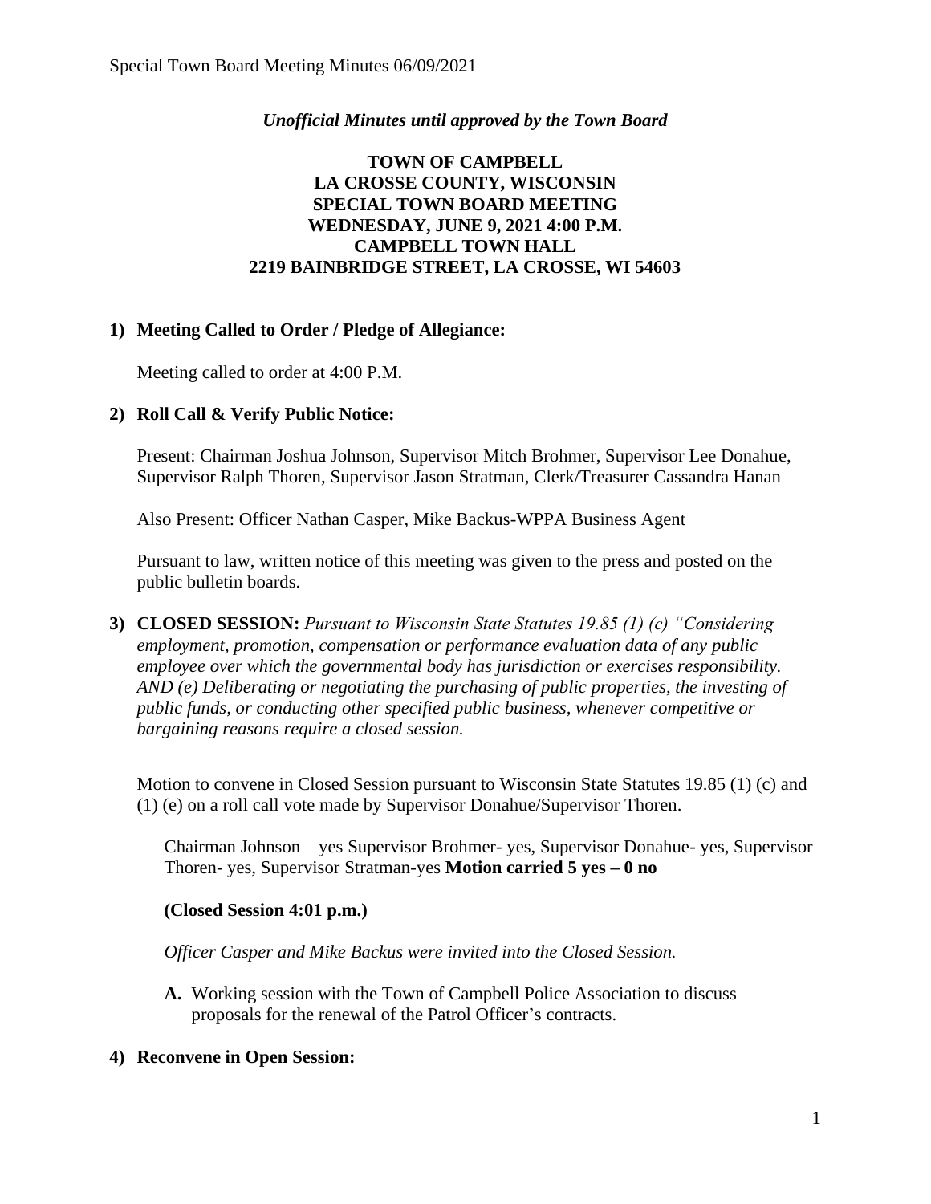*Unofficial Minutes until approved by the Town Board*

**TOWN OF CAMPBELL**
**LA CROSSE COUNTY, WISCONSIN**
**SPECIAL TOWN BOARD MEETING**
**WEDNESDAY, JUNE 9, 2021 4:00 P.M.**
**CAMPBELL TOWN HALL**
**2219 BAINBRIDGE STREET, LA CROSSE, WI 54603**

**1) Meeting Called to Order / Pledge of Allegiance:**

Meeting called to order at 4:00 P.M.

**2) Roll Call & Verify Public Notice:**

Present: Chairman Joshua Johnson, Supervisor Mitch Brohmer, Supervisor Lee Donahue, Supervisor Ralph Thoren, Supervisor Jason Stratman, Clerk/Treasurer Cassandra Hanan

Also Present: Officer Nathan Casper, Mike Backus-WPPA Business Agent

Pursuant to law, written notice of this meeting was given to the press and posted on the public bulletin boards.

**3) CLOSED SESSION:** *Pursuant to Wisconsin State Statutes 19.85 (1) (c) "Considering employment, promotion, compensation or performance evaluation data of any public employee over which the governmental body has jurisdiction or exercises responsibility. AND (e) Deliberating or negotiating the purchasing of public properties, the investing of public funds, or conducting other specified public business, whenever competitive or bargaining reasons require a closed session.*

Motion to convene in Closed Session pursuant to Wisconsin State Statutes 19.85 (1) (c) and (1) (e) on a roll call vote made by Supervisor Donahue/Supervisor Thoren.

Chairman Johnson – yes Supervisor Brohmer- yes, Supervisor Donahue- yes, Supervisor Thoren- yes, Supervisor Stratman-yes **Motion carried 5 yes – 0 no**

**(Closed Session 4:01 p.m.)**

*Officer Casper and Mike Backus were invited into the Closed Session.*

**A.** Working session with the Town of Campbell Police Association to discuss proposals for the renewal of the Patrol Officer's contracts.

**4) Reconvene in Open Session:**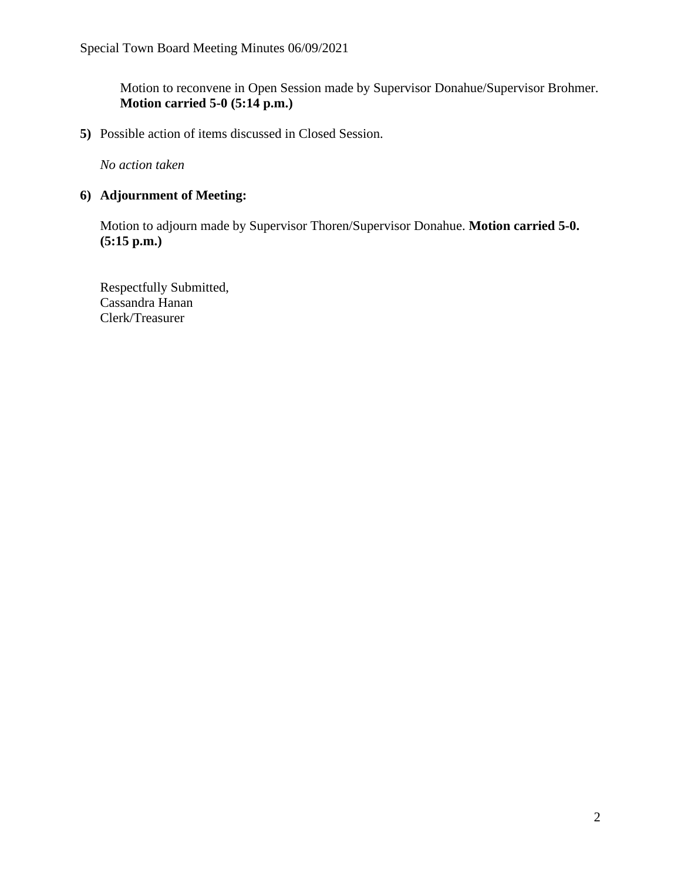Motion to reconvene in Open Session made by Supervisor Donahue/Supervisor Brohmer. **Motion carried 5-0 (5:14 p.m.)**

**5)** Possible action of items discussed in Closed Session.

*No action taken*

**6) Adjournment of Meeting:**

Motion to adjourn made by Supervisor Thoren/Supervisor Donahue. **Motion carried 5-0. (5:15 p.m.)**

Respectfully Submitted,
Cassandra Hanan
Clerk/Treasurer